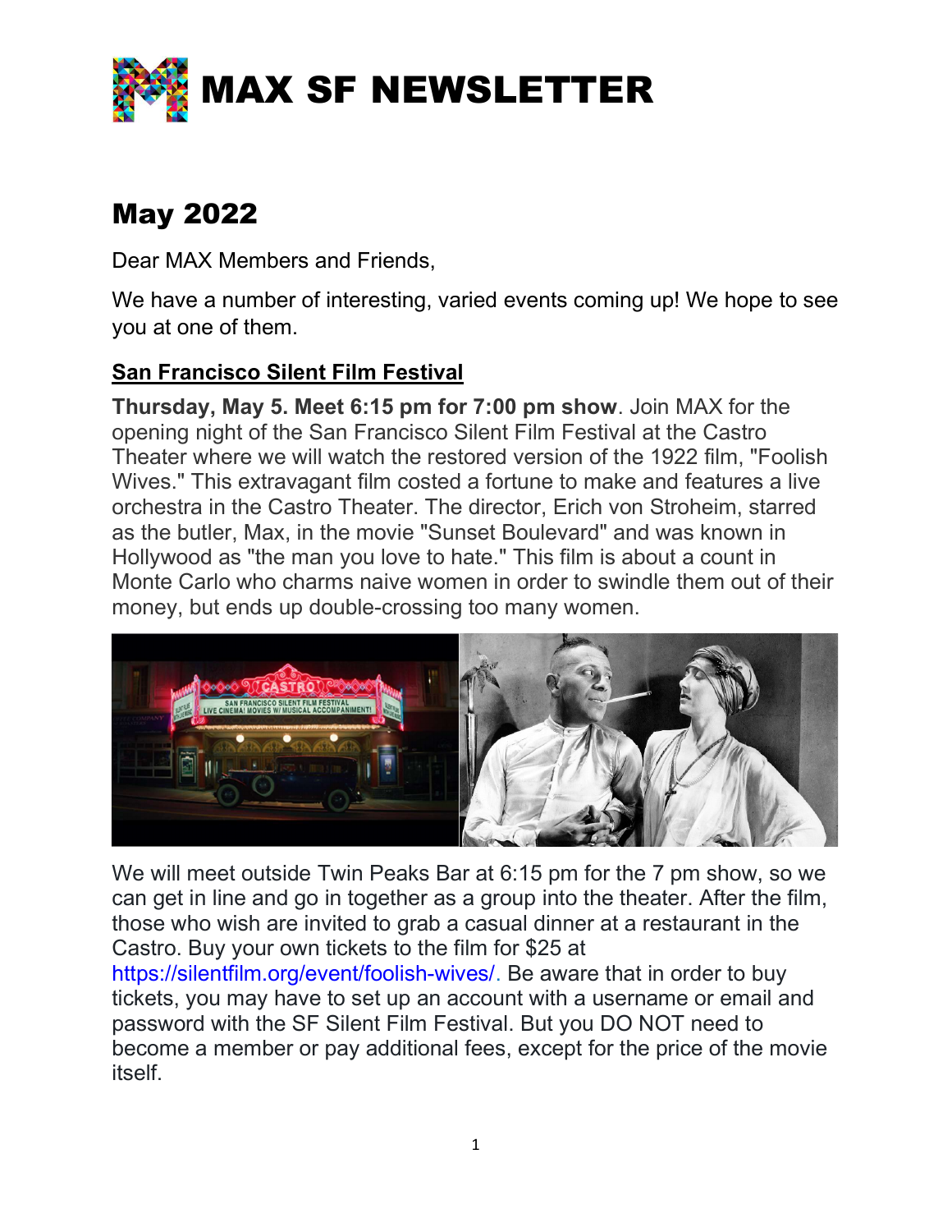# MAX SF NEWSLETTER

## May 2022

Dear MAX Members and Friends,

We have a number of interesting, varied events coming up! We hope to see you at one of them.

### San Francisco Silent Film Festival

**Thursday, May 5. Meet 6:15 pm for 7:00 pm show**. Join MAX for the opening night of the San Francisco Silent Film Festival at the Castro Theater where we will watch the restored version of the 1922 film, "Foolish Wives." This extravagant film costed a fortune to make and features a live orchestra in the Castro Theater. The director, Erich von Stroheim, starred as the butler, Max, in the movie "Sunset Boulevard" and was known in Hollywood as "the man you love to hate." This film is about a count in Monte Carlo who charms naive women in order to swindle them out of their money, but ends up double-crossing too many women.

We will meet outside Twin Peaks Bar at 6:15 pm for the 7 pm show, so we can get in line and go in together as a group into the theater. After the film, those who wish are invited to grab a casual dinner at a restaurant in the Castro. Buy your own tickets to the film for $25 at https://silentfilm.org/event/foolish-wives/. Be aware that in order to buy tickets, you may have to set up an account with a username or email and password with the SF Silent Film Festival. But you DO NOT need to become a member or pay additional fees, except for the price of the movie itself.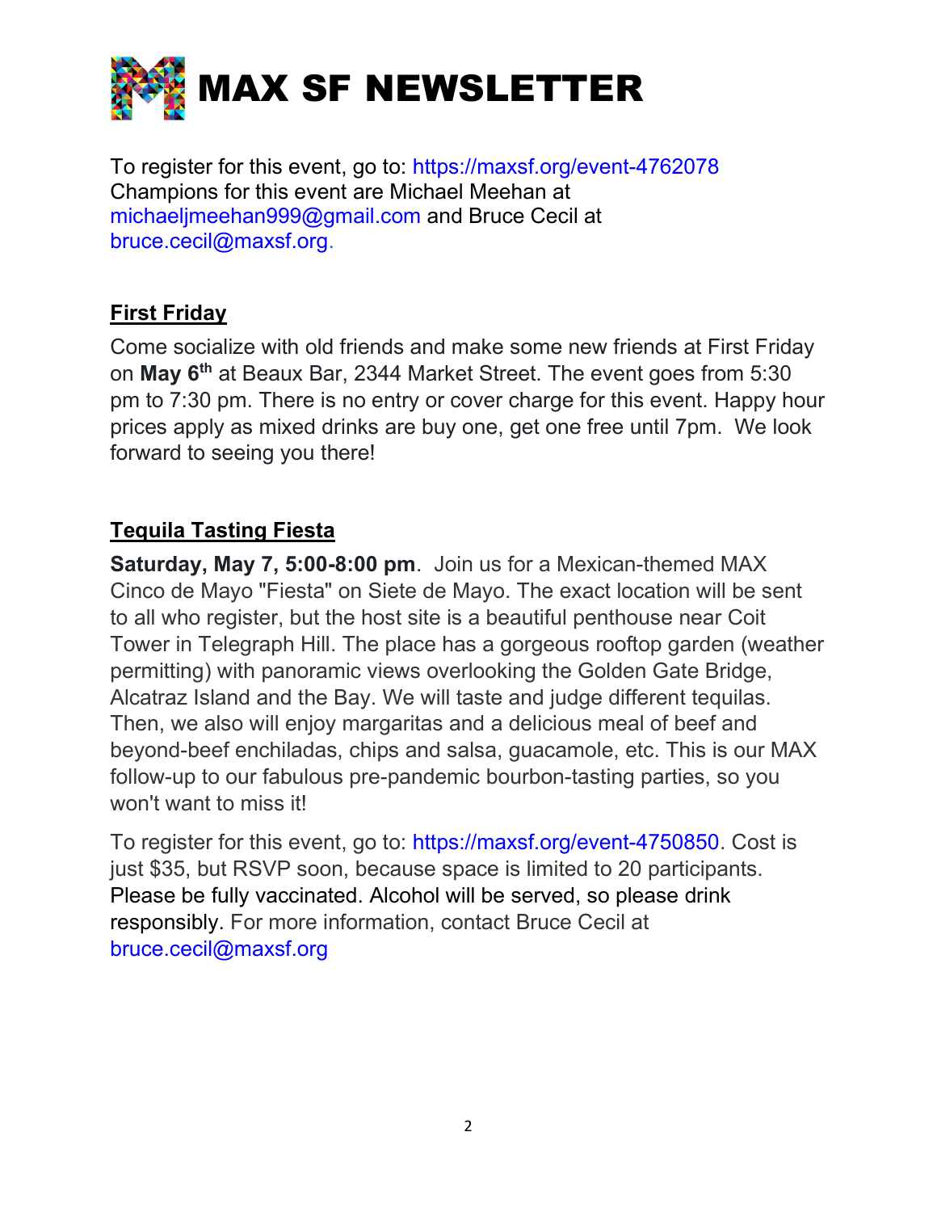# MAX SF NEWSLETTER

To register for this event, go to: https://maxsf.org/event-4762078
Champions for this event are Michael Meehan at michaeljmeehan999@gmail.com and Bruce Cecil at bruce.cecil@maxsf.org.

## First Friday

Come socialize with old friends and make some new friends at First Friday on **May 6th** at Beaux Bar, 2344 Market Street. The event goes from 5:30 pm to 7:30 pm. There is no entry or cover charge for this event. Happy hour prices apply as mixed drinks are buy one, get one free until 7pm. We look forward to seeing you there!

## Tequila Tasting Fiesta

**Saturday, May 7, 5:00-8:00 pm**. Join us for a Mexican-themed MAX Cinco de Mayo "Fiesta" on Siete de Mayo. The exact location will be sent to all who register, but the host site is a beautiful penthouse near Coit Tower in Telegraph Hill. The place has a gorgeous rooftop garden (weather permitting) with panoramic views overlooking the Golden Gate Bridge, Alcatraz Island and the Bay. We will taste and judge different tequilas. Then, we also will enjoy margaritas and a delicious meal of beef and beyond-beef enchiladas, chips and salsa, guacamole, etc. This is our MAX follow-up to our fabulous pre-pandemic bourbon-tasting parties, so you won't want to miss it!

To register for this event, go to: https://maxsf.org/event-4750850. Cost is just $35, but RSVP soon, because space is limited to 20 participants. Please be fully vaccinated. Alcohol will be served, so please drink responsibly. For more information, contact Bruce Cecil at bruce.cecil@maxsf.org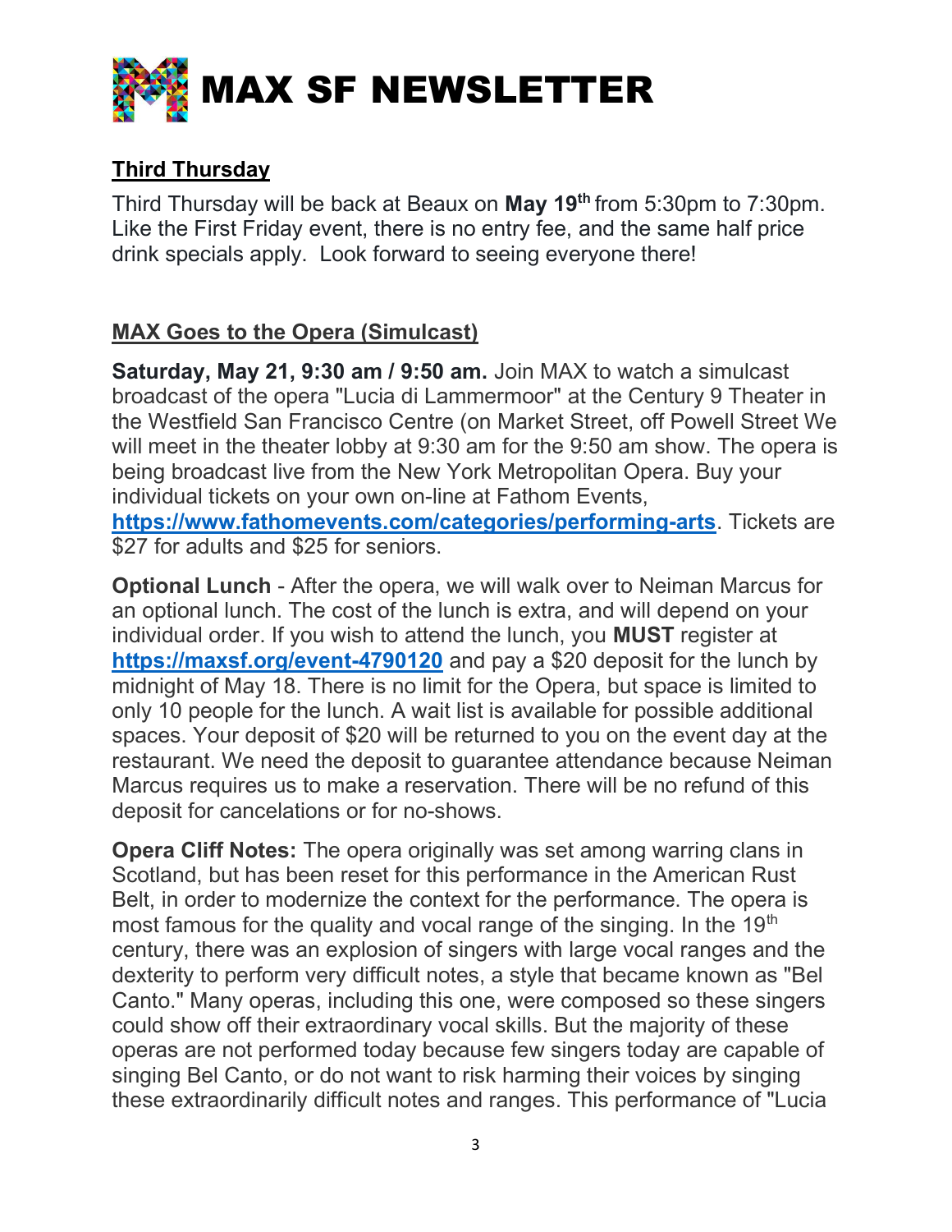# MAX SF NEWSLETTER

## Third Thursday

Third Thursday will be back at Beaux on **May 19th** from 5:30pm to 7:30pm. Like the First Friday event, there is no entry fee, and the same half price drink specials apply. Look forward to seeing everyone there!

## MAX Goes to the Opera (Simulcast)

**Saturday, May 21, 9:30 am / 9:50 am.** Join MAX to watch a simulcast broadcast of the opera "Lucia di Lammermoor" at the Century 9 Theater in the Westfield San Francisco Centre (on Market Street, off Powell Street We will meet in the theater lobby at 9:30 am for the 9:50 am show. The opera is being broadcast live from the New York Metropolitan Opera. Buy your individual tickets on your own on-line at Fathom Events, **https://www.fathomevents.com/categories/performing-arts**. Tickets are $27 for adults and $25 for seniors.

**Optional Lunch** - After the opera, we will walk over to Neiman Marcus for an optional lunch. The cost of the lunch is extra, and will depend on your individual order. If you wish to attend the lunch, you **MUST** register at **https://maxsf.org/event-4790120** and pay a $20 deposit for the lunch by midnight of May 18. There is no limit for the Opera, but space is limited to only 10 people for the lunch. A wait list is available for possible additional spaces. Your deposit of $20 will be returned to you on the event day at the restaurant. We need the deposit to guarantee attendance because Neiman Marcus requires us to make a reservation. There will be no refund of this deposit for cancelations or for no-shows.

**Opera Cliff Notes:** The opera originally was set among warring clans in Scotland, but has been reset for this performance in the American Rust Belt, in order to modernize the context for the performance. The opera is most famous for the quality and vocal range of the singing. In the 19th century, there was an explosion of singers with large vocal ranges and the dexterity to perform very difficult notes, a style that became known as "Bel Canto." Many operas, including this one, were composed so these singers could show off their extraordinary vocal skills. But the majority of these operas are not performed today because few singers today are capable of singing Bel Canto, or do not want to risk harming their voices by singing these extraordinarily difficult notes and ranges. This performance of "Lucia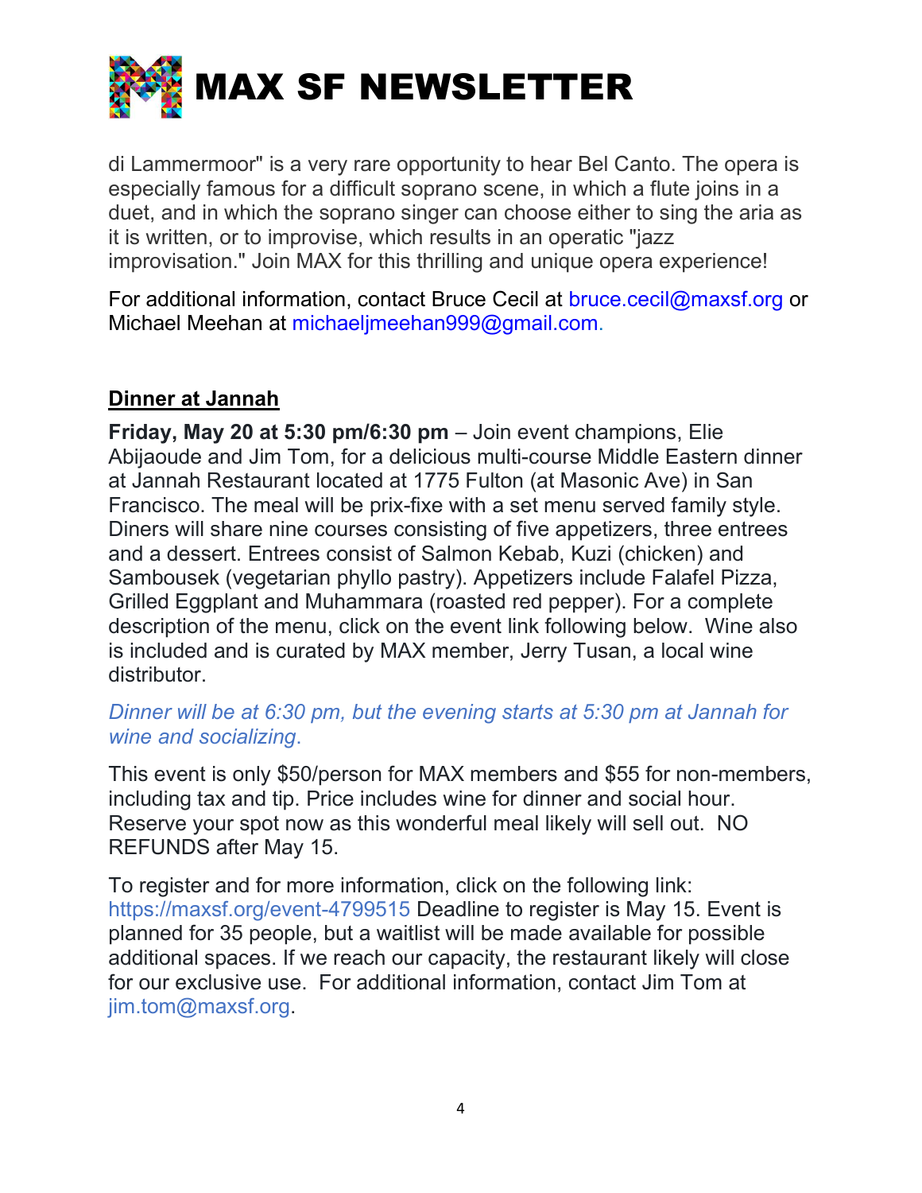di Lammermoor" is a very rare opportunity to hear Bel Canto. The opera is especially famous for a difficult soprano scene, in which a flute joins in a duet, and in which the soprano singer can choose either to sing the aria as it is written, or to improvise, which results in an operatic "jazz improvisation." Join MAX for this thrilling and unique opera experience!

For additional information, contact Bruce Cecil at bruce.cecil@maxsf.org or Michael Meehan at michaeljmeehan999@gmail.com.

## Dinner at Jannah

**Friday, May 20 at 5:30 pm/6:30 pm** – Join event champions, Elie Abijaoude and Jim Tom, for a delicious multi-course Middle Eastern dinner at Jannah Restaurant located at 1775 Fulton (at Masonic Ave) in San Francisco. The meal will be prix-fixe with a set menu served family style. Diners will share nine courses consisting of five appetizers, three entrees and a dessert. Entrees consist of Salmon Kebab, Kuzi (chicken) and Sambousek (vegetarian phyllo pastry). Appetizers include Falafel Pizza, Grilled Eggplant and Muhammara (roasted red pepper). For a complete description of the menu, click on the event link following below. Wine also is included and is curated by MAX member, Jerry Tusan, a local wine distributor.

*Dinner will be at 6:30 pm, but the evening starts at 5:30 pm at Jannah for wine and socializing.*

This event is only $50/person for MAX members and $55 for non-members, including tax and tip. Price includes wine for dinner and social hour. Reserve your spot now as this wonderful meal likely will sell out. NO REFUNDS after May 15.

To register and for more information, click on the following link: https://maxsf.org/event-4799515 Deadline to register is May 15. Event is planned for 35 people, but a waitlist will be made available for possible additional spaces. If we reach our capacity, the restaurant likely will close for our exclusive use. For additional information, contact Jim Tom at jim.tom@maxsf.org.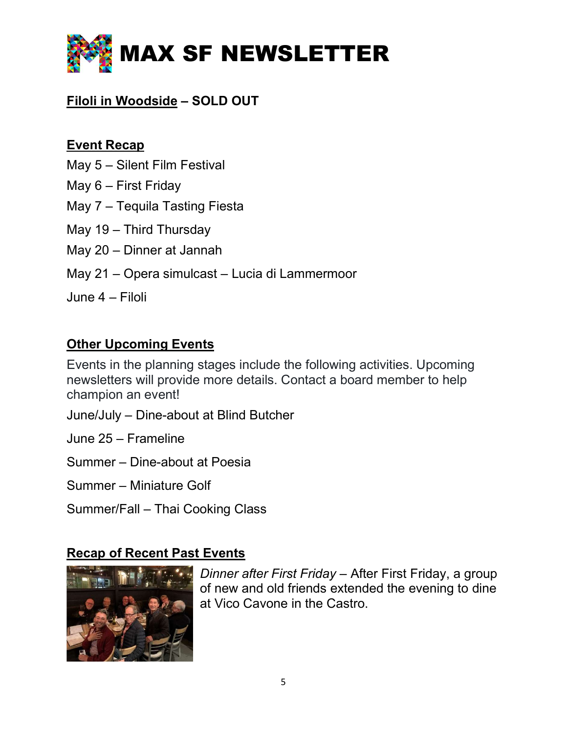# MAX SF NEWSLETTER

**Filoli in Woodside – SOLD OUT**

## Event Recap

May 5 – Silent Film Festival

May 6 – First Friday

May 7 – Tequila Tasting Fiesta

May 19 – Third Thursday

May 20 – Dinner at Jannah

May 21 – Opera simulcast – Lucia di Lammermoor

June 4 – Filoli

## Other Upcoming Events

Events in the planning stages include the following activities. Upcoming newsletters will provide more details. Contact a board member to help champion an event!

June/July – Dine-about at Blind Butcher

June 25 – Frameline

Summer – Dine-about at Poesia

Summer – Miniature Golf

Summer/Fall – Thai Cooking Class

## Recap of Recent Past Events

*Dinner after First Friday* – After First Friday, a group of new and old friends extended the evening to dine at Vico Cavone in the Castro.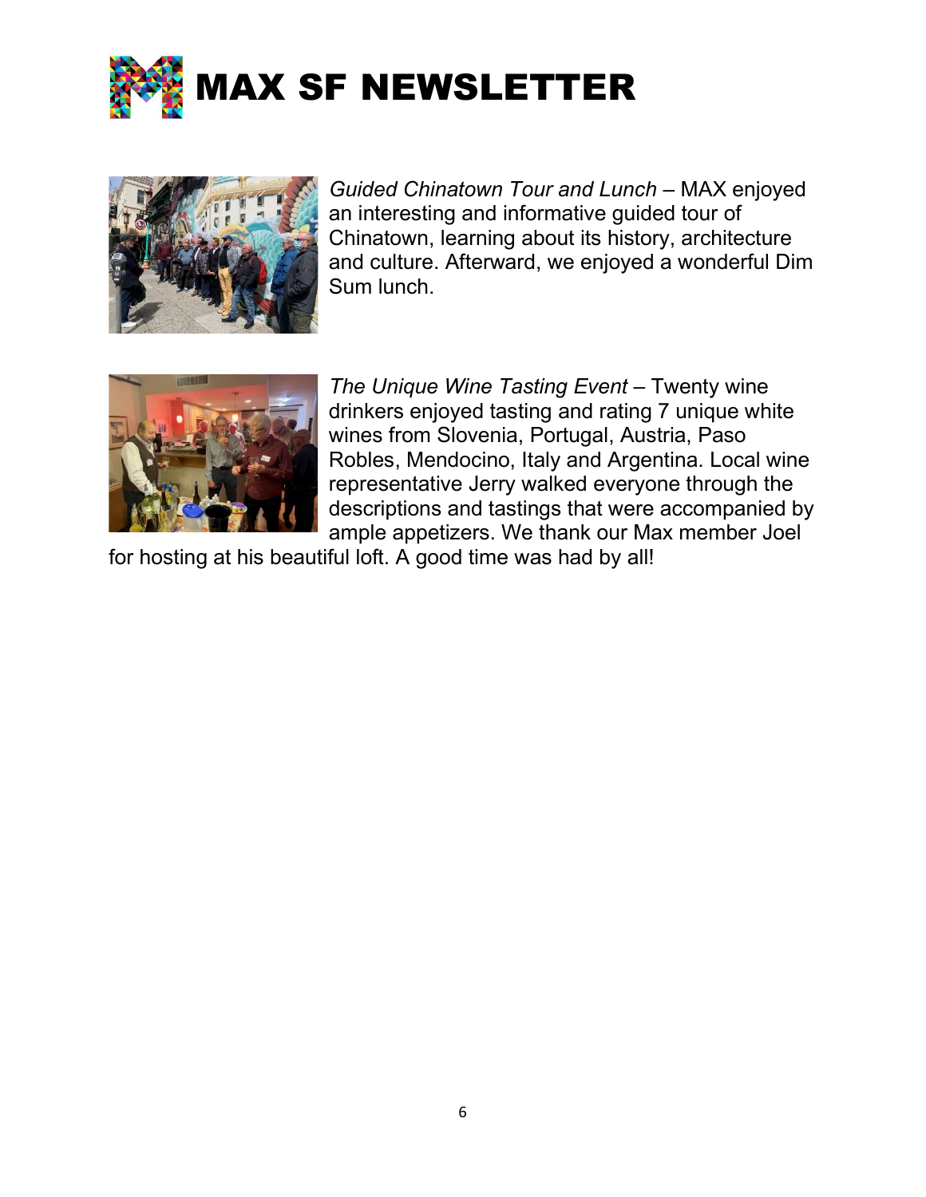# MAX SF NEWSLETTER

*Guided Chinatown Tour and Lunch* – MAX enjoyed an interesting and informative guided tour of Chinatown, learning about its history, architecture and culture. Afterward, we enjoyed a wonderful Dim Sum lunch.

*The Unique Wine Tasting Event* – Twenty wine drinkers enjoyed tasting and rating 7 unique white wines from Slovenia, Portugal, Austria, Paso Robles, Mendocino, Italy and Argentina. Local wine representative Jerry walked everyone through the descriptions and tastings that were accompanied by ample appetizers. We thank our Max member Joel for hosting at his beautiful loft. A good time was had by all!